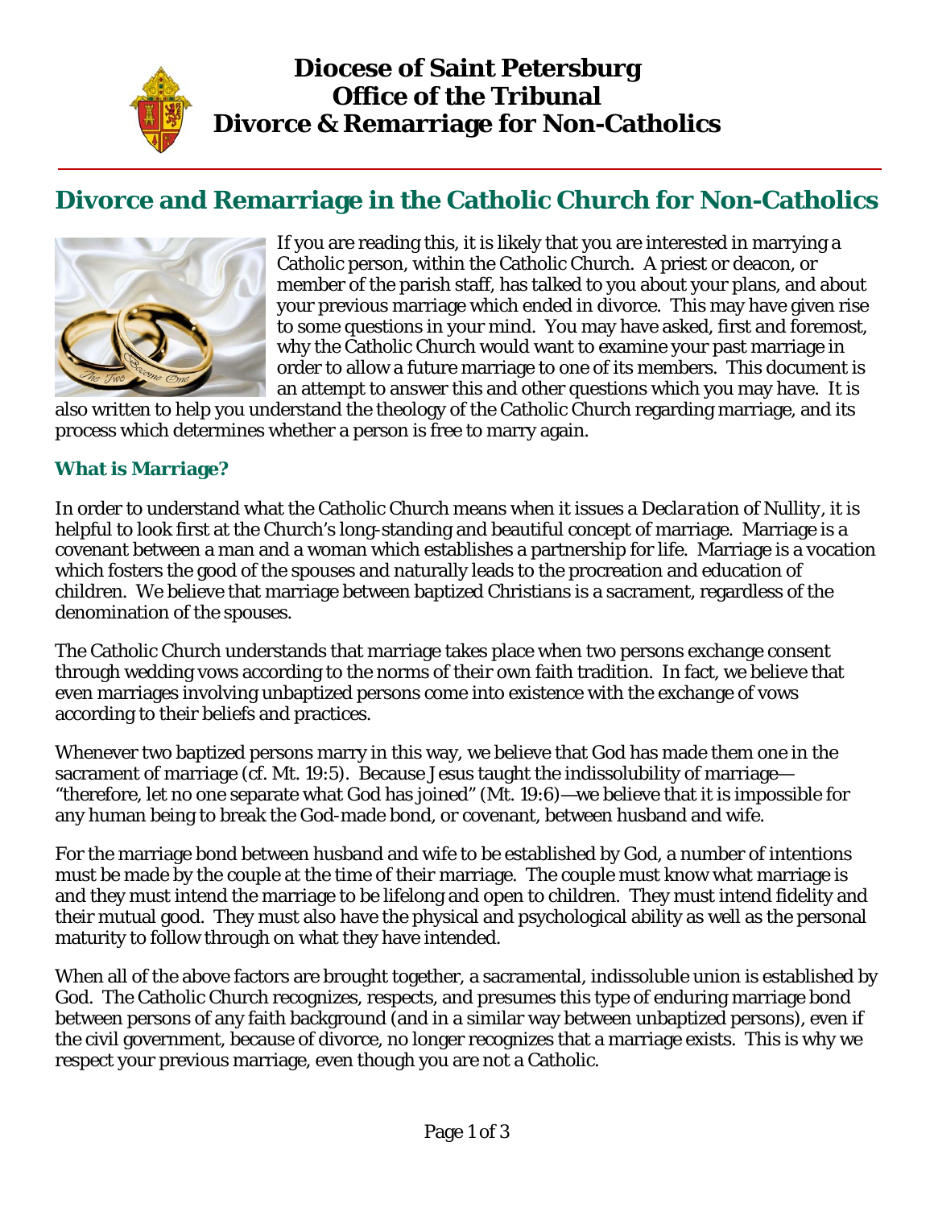# Diocese of Saint Petersburg
# Office of the Tribunal
# Divorce & Remarriage for Non-Catholics

## Divorce and Remarriage in the Catholic Church for Non-Catholics

If you are reading this, it is likely that you are interested in marrying a Catholic person, within the Catholic Church. A priest or deacon, or member of the parish staff, has talked to you about your plans, and about your previous marriage which ended in divorce. This may have given rise to some questions in your mind. You may have asked, first and foremost, why the Catholic Church would want to examine your past marriage in order to allow a future marriage to one of its members. This document is an attempt to answer this and other questions which you may have. It is also written to help you understand the theology of the Catholic Church regarding marriage, and its process which determines whether a person is free to marry again.

### What is Marriage?

In order to understand what the Catholic Church means when it issues a *Declaration of Nullity*, it is helpful to look first at the Church's long-standing and beautiful concept of marriage. Marriage is a covenant between a man and a woman which establishes a partnership for life. Marriage is a vocation which fosters the good of the spouses and naturally leads to the procreation and education of children. We believe that marriage between baptized Christians is a sacrament, regardless of the denomination of the spouses.

The Catholic Church understands that marriage takes place when two persons exchange consent through wedding vows according to the norms of their own faith tradition. In fact, we believe that even marriages involving unbaptized persons come into existence with the exchange of vows according to their beliefs and practices.

Whenever two baptized persons marry in this way, we believe that God has made them one in the sacrament of marriage (cf. Mt. 19:5). Because Jesus taught the indissolubility of marriage—"therefore, let no one separate what God has joined" (Mt. 19:6)—we believe that it is impossible for any human being to break the God-made bond, or covenant, between husband and wife.

For the marriage bond between husband and wife to be established by God, a number of intentions must be made by the couple at the time of their marriage. The couple must know what marriage is and they must intend the marriage to be lifelong and open to children. They must intend fidelity and their mutual good. They must also have the physical and psychological ability as well as the personal maturity to follow through on what they have intended.

When all of the above factors are brought together, a sacramental, indissoluble union is established by God. The Catholic Church recognizes, respects, and presumes this type of enduring marriage bond between persons of any faith background (and in a similar way between unbaptized persons), even if the civil government, because of divorce, no longer recognizes that a marriage exists. This is why we respect your previous marriage, even though you are not a Catholic.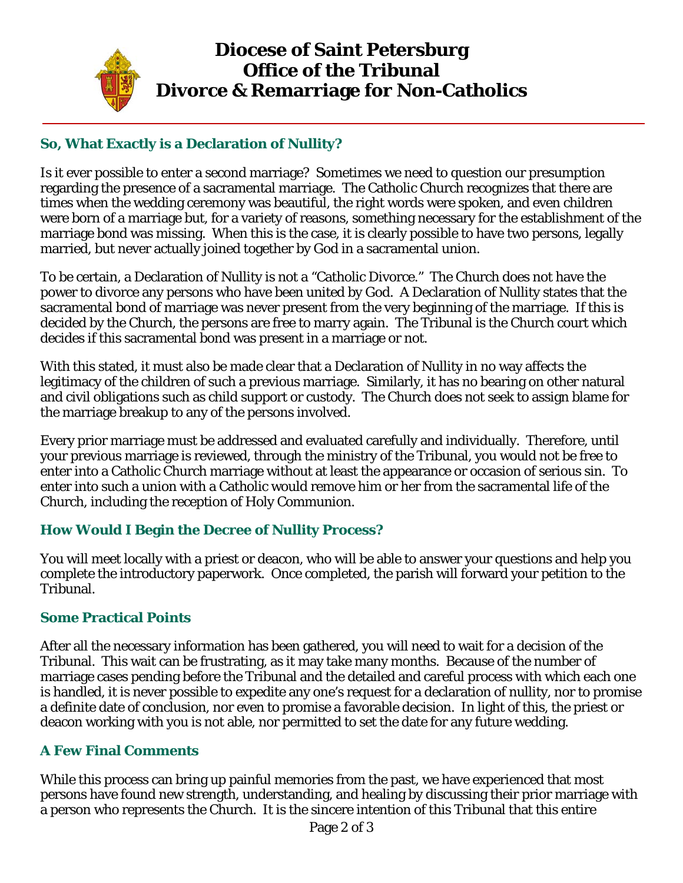# Diocese of Saint Petersburg
# Office of the Tribunal
# Divorce & Remarriage for Non-Catholics

## So, What Exactly is a Declaration of Nullity?

Is it ever possible to enter a second marriage? Sometimes we need to question our presumption regarding the presence of a sacramental marriage. The Catholic Church recognizes that there are times when the wedding ceremony was beautiful, the right words were spoken, and even children were born of a marriage but, for a variety of reasons, something necessary for the establishment of the marriage bond was missing. When this is the case, it is clearly possible to have two persons, legally married, but never actually joined together by God in a sacramental union.

To be certain, a Declaration of Nullity is not a "Catholic Divorce." The Church does not have the power to divorce any persons who have been united by God. A Declaration of Nullity states that the sacramental bond of marriage was never present from the very beginning of the marriage. If this is decided by the Church, the persons are free to marry again. The Tribunal is the Church court which decides if this sacramental bond was present in a marriage or not.

With this stated, it must also be made clear that a Declaration of Nullity in no way affects the legitimacy of the children of such a previous marriage. Similarly, it has no bearing on other natural and civil obligations such as child support or custody. The Church does not seek to assign blame for the marriage breakup to any of the persons involved.

Every prior marriage must be addressed and evaluated carefully and individually. Therefore, until your previous marriage is reviewed, through the ministry of the Tribunal, you would not be free to enter into a Catholic Church marriage without at least the appearance or occasion of serious sin. To enter into such a union with a Catholic would remove him or her from the sacramental life of the Church, including the reception of Holy Communion.

## How Would I Begin the Decree of Nullity Process?

You will meet locally with a priest or deacon, who will be able to answer your questions and help you complete the introductory paperwork. Once completed, the parish will forward your petition to the Tribunal.

## Some Practical Points

After all the necessary information has been gathered, you will need to wait for a decision of the Tribunal. This wait can be frustrating, as it may take many months. Because of the number of marriage cases pending before the Tribunal and the detailed and careful process with which each one is handled, it is never possible to expedite any one's request for a declaration of nullity, nor to promise a definite date of conclusion, nor even to promise a favorable decision. In light of this, the priest or deacon working with you is not able, nor permitted to set the date for any future wedding.

## A Few Final Comments

While this process can bring up painful memories from the past, we have experienced that most persons have found new strength, understanding, and healing by discussing their prior marriage with a person who represents the Church. It is the sincere intention of this Tribunal that this entire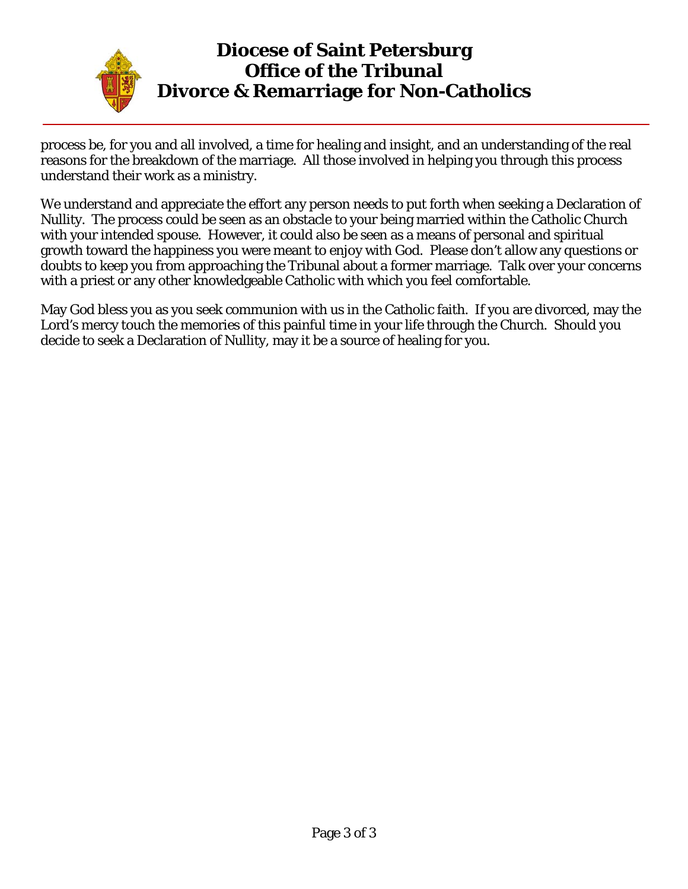process be, for you and all involved, a time for healing and insight, and an understanding of the real reasons for the breakdown of the marriage. All those involved in helping you through this process understand their work as a ministry.

We understand and appreciate the effort any person needs to put forth when seeking a Declaration of Nullity. The process could be seen as an obstacle to your being married within the Catholic Church with your intended spouse. However, it could also be seen as a means of personal and spiritual growth toward the happiness you were meant to enjoy with God. Please don't allow any questions or doubts to keep you from approaching the Tribunal about a former marriage. Talk over your concerns with a priest or any other knowledgeable Catholic with which you feel comfortable.

May God bless you as you seek communion with us in the Catholic faith. If you are divorced, may the Lord's mercy touch the memories of this painful time in your life through the Church. Should you decide to seek a Declaration of Nullity, may it be a source of healing for you.